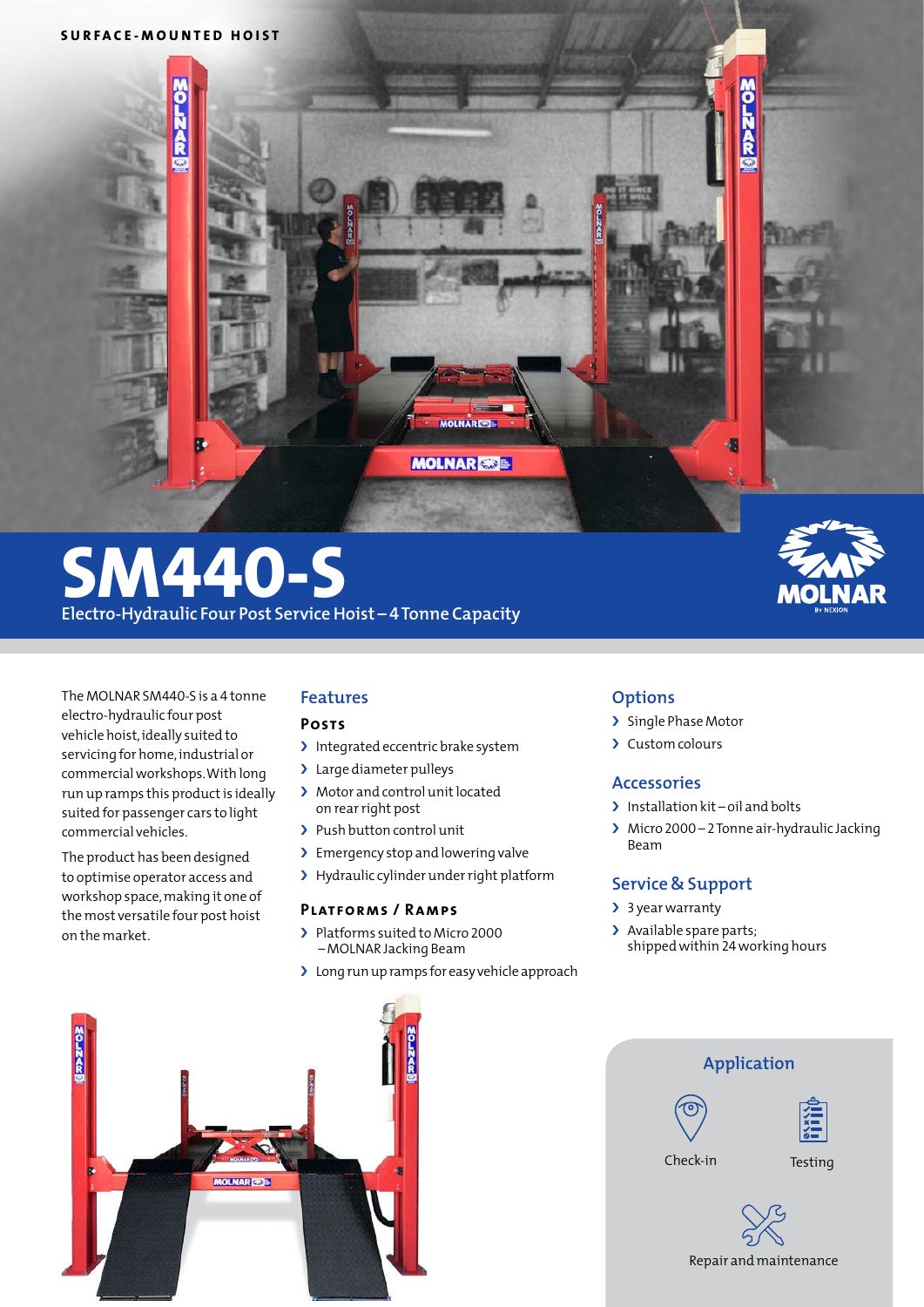SURFACE-MOUNTED HOIST

# SM440-S

## Electro-Hydraulic Four Post Service Hoist – 4 Tonne Capacity

The MOLNAR SM440-S is a 4 tonne electro-hydraulic four post vehicle hoist, ideally suited to servicing for home, industrial or commercial workshops. With long run up ramps this product is ideally suited for passenger cars to light commercial vehicles.

The product has been designed to optimise operator access and workshop space, making it one of the most versatile four post hoist on the market.

## Features

### Posts

- Integrated eccentric brake system
- Large diameter pulleys
- Motor and control unit located on rear right post
- Push button control unit
- Emergency stop and lowering valve
- Hydraulic cylinder under right platform

### Platforms / Ramps

- Platforms suited to Micro 2000 – MOLNAR Jacking Beam
- Long run up ramps for easy vehicle approach

## Options

- Single Phase Motor
- Custom colours

## Accessories

- Installation kit – oil and bolts
- Micro 2000 – 2 Tonne air-hydraulic Jacking Beam

## Service & Support

- 3 year warranty
- Available spare parts; shipped within 24 working hours

## Application

Check-in

Testing

Repair and maintenance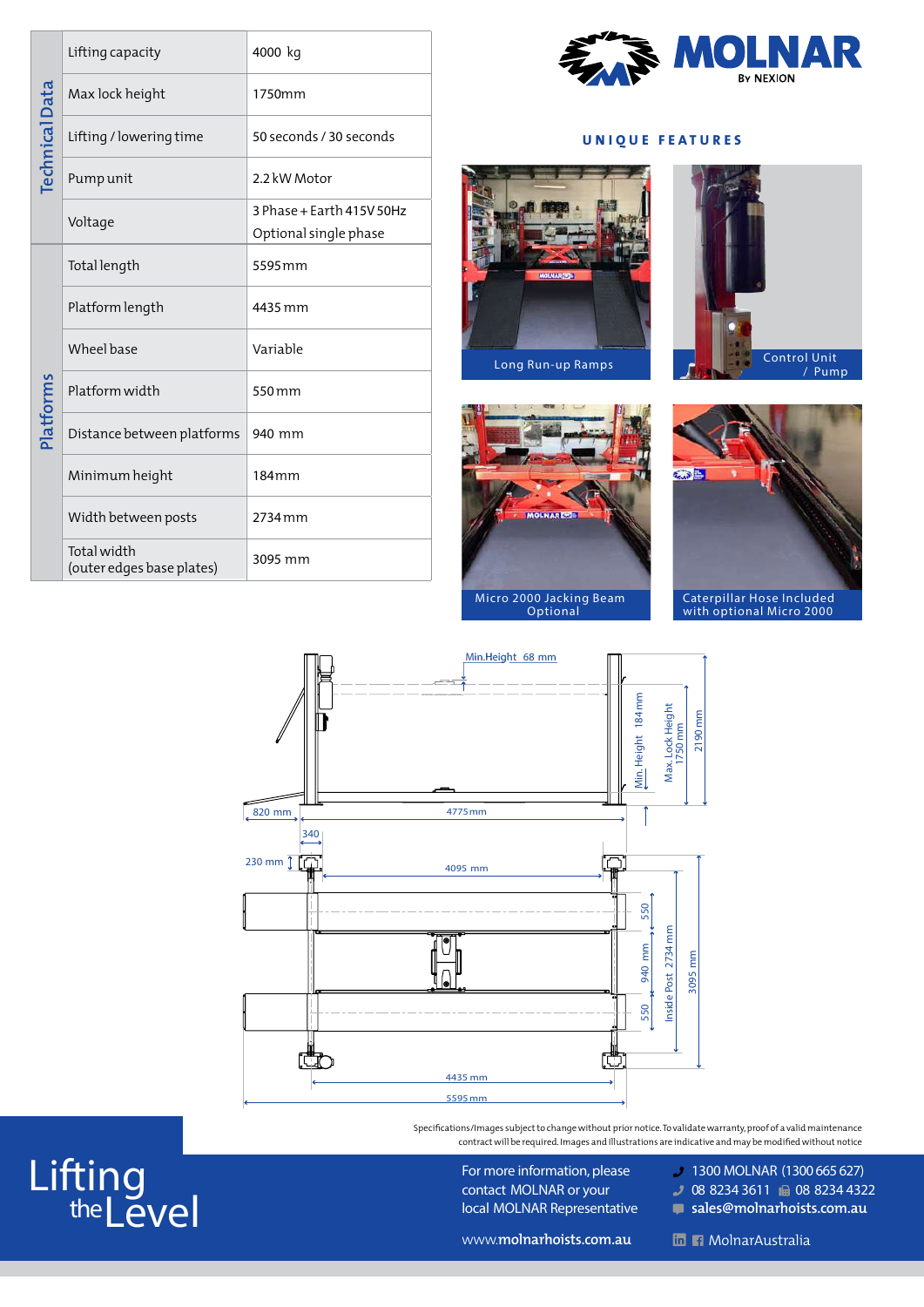| | | |
|---|---|---|
| Technical Data | Lifting capacity | 4000 kg |
| | Max lock height | 1750mm |
| | Lifting / lowering time | 50 seconds / 30 seconds |
| | Pump unit | 2.2 kW Motor |
| | Voltage | 3 Phase + Earth 415V 50Hz<br>Optional single phase |
| Platforms | Total length | 5595mm |
| | Platform length | 4435 mm |
| | Wheel base | Variable |
| | Platform width | 550mm |
| | Distance between platforms | 940 mm |
| | Minimum height | 184mm |
| | Width between posts | 2734mm |
| | Total width<br>(outer edges base plates) | 3095 mm |

MOLNAR By NEXION

## UNIQUE FEATURES

Long Run-up Ramps

Control Unit / Pump

Micro 2000 Jacking Beam Optional

Caterpillar Hose Included with optional Micro 2000

Min.Height 68 mm
Min. Height 184 mm
Max. Lock Height 1750 mm
2190 mm
820 mm
4775mm
340
230 mm
4095 mm
550
940 mm
550
Inside Post 2734 mm
3095 mm
4435 mm
5595 mm

Specifications/Images subject to change without prior notice. To validate warranty, proof of a valid maintenance contract will be required. Images and illustrations are indicative and may be modified without notice

Lifting the Level

For more information, please contact MOLNAR or your local MOLNAR Representative

www.molnarhoists.com.au

1300 MOLNAR (1300 665 627)
08 8234 3611 08 8234 4322
sales@molnarhoists.com.au
MolnarAustralia